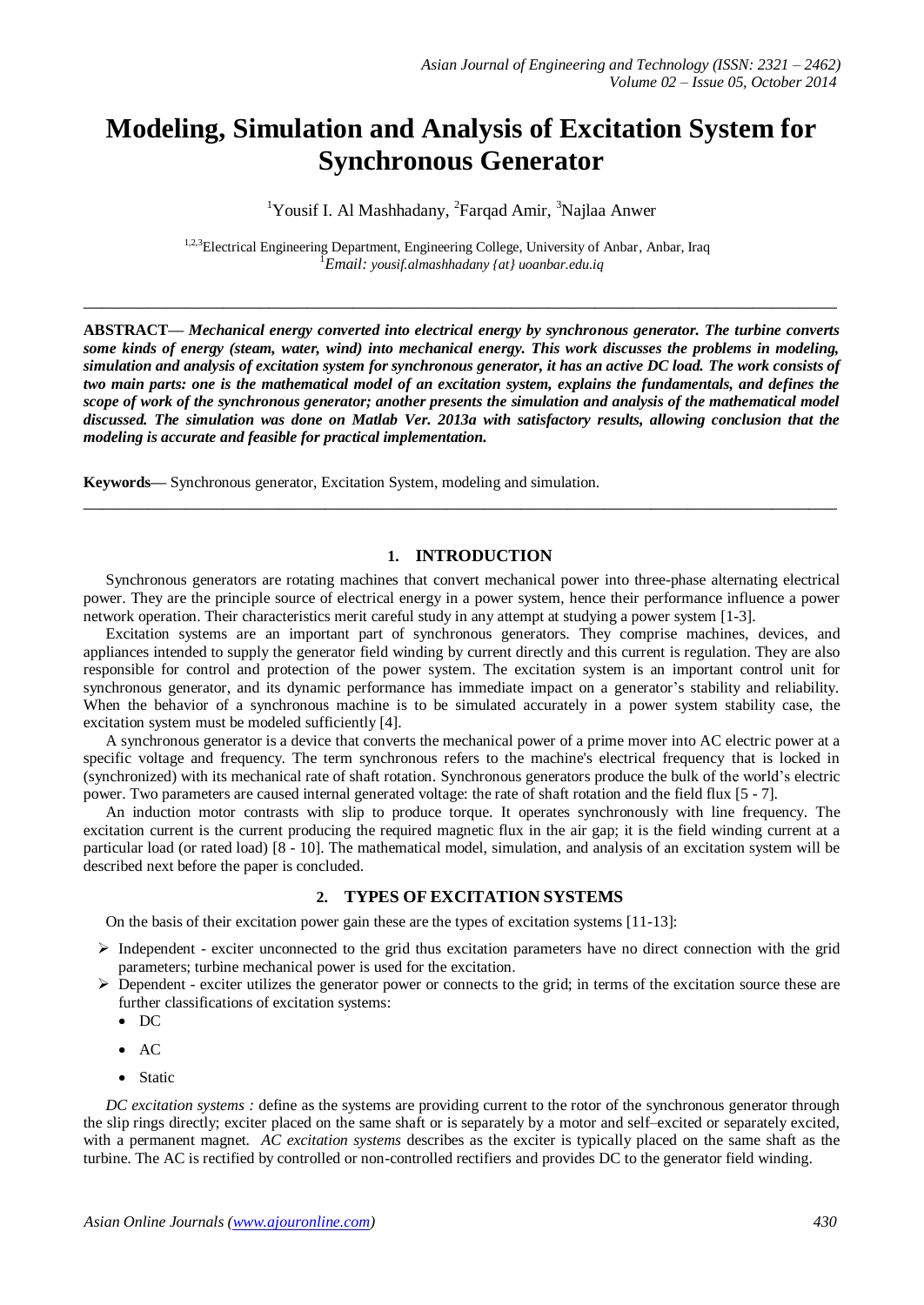# Modeling, Simulation and Analysis of Excitation System for Synchronous Generator

[1]Yousif I. Al Mashhadany, [2]Farqad Amir, [3]Najlaa Anwer

[1,2,3]Electrical Engineering Department, Engineering College, University of Anbar, Anbar, Iraq
[1]*Email: yousif.almashhadany {at} uoanbar.edu.iq*

---

**ABSTRACT—** ***Mechanical energy converted into electrical energy by synchronous generator. The turbine converts some kinds of energy (steam, water, wind) into mechanical energy. This work discusses the problems in modeling, simulation and analysis of excitation system for synchronous generator, it has an active DC load. The work consists of two main parts: one is the mathematical model of an excitation system, explains the fundamentals, and defines the scope of work of the synchronous generator; another presents the simulation and analysis of the mathematical model discussed. The simulation was done on Matlab Ver. 2013a with satisfactory results, allowing conclusion that the modeling is accurate and feasible for practical implementation.***

**Keywords—** Synchronous generator, Excitation System, modeling and simulation.

---

## 1. INTRODUCTION

Synchronous generators are rotating machines that convert mechanical power into three-phase alternating electrical power. They are the principle source of electrical energy in a power system, hence their performance influence a power network operation. Their characteristics merit careful study in any attempt at studying a power system [1-3].

Excitation systems are an important part of synchronous generators. They comprise machines, devices, and appliances intended to supply the generator field winding by current directly and this current is regulation. They are also responsible for control and protection of the power system. The excitation system is an important control unit for synchronous generator, and its dynamic performance has immediate impact on a generator's stability and reliability. When the behavior of a synchronous machine is to be simulated accurately in a power system stability case, the excitation system must be modeled sufficiently [4].

A synchronous generator is a device that converts the mechanical power of a prime mover into AC electric power at a specific voltage and frequency. The term synchronous refers to the machine's electrical frequency that is locked in (synchronized) with its mechanical rate of shaft rotation. Synchronous generators produce the bulk of the world's electric power. Two parameters are caused internal generated voltage: the rate of shaft rotation and the field flux [5 - 7].

An induction motor contrasts with slip to produce torque. It operates synchronously with line frequency. The excitation current is the current producing the required magnetic flux in the air gap; it is the field winding current at a particular load (or rated load) [8 - 10]. The mathematical model, simulation, and analysis of an excitation system will be described next before the paper is concluded.

## 2. TYPES OF EXCITATION SYSTEMS

On the basis of their excitation power gain these are the types of excitation systems [11-13]:

- Independent - exciter unconnected to the grid thus excitation parameters have no direct connection with the grid parameters; turbine mechanical power is used for the excitation.
- Dependent - exciter utilizes the generator power or connects to the grid; in terms of the excitation source these are further classifications of excitation systems:
  - DC
  - AC
  - Static

*DC excitation systems :* define as the systems are providing current to the rotor of the synchronous generator through the slip rings directly; exciter placed on the same shaft or is separately by a motor and self–excited or separately excited, with a permanent magnet. *AC excitation systems* describes as the exciter is typically placed on the same shaft as the turbine. The AC is rectified by controlled or non-controlled rectifiers and provides DC to the generator field winding.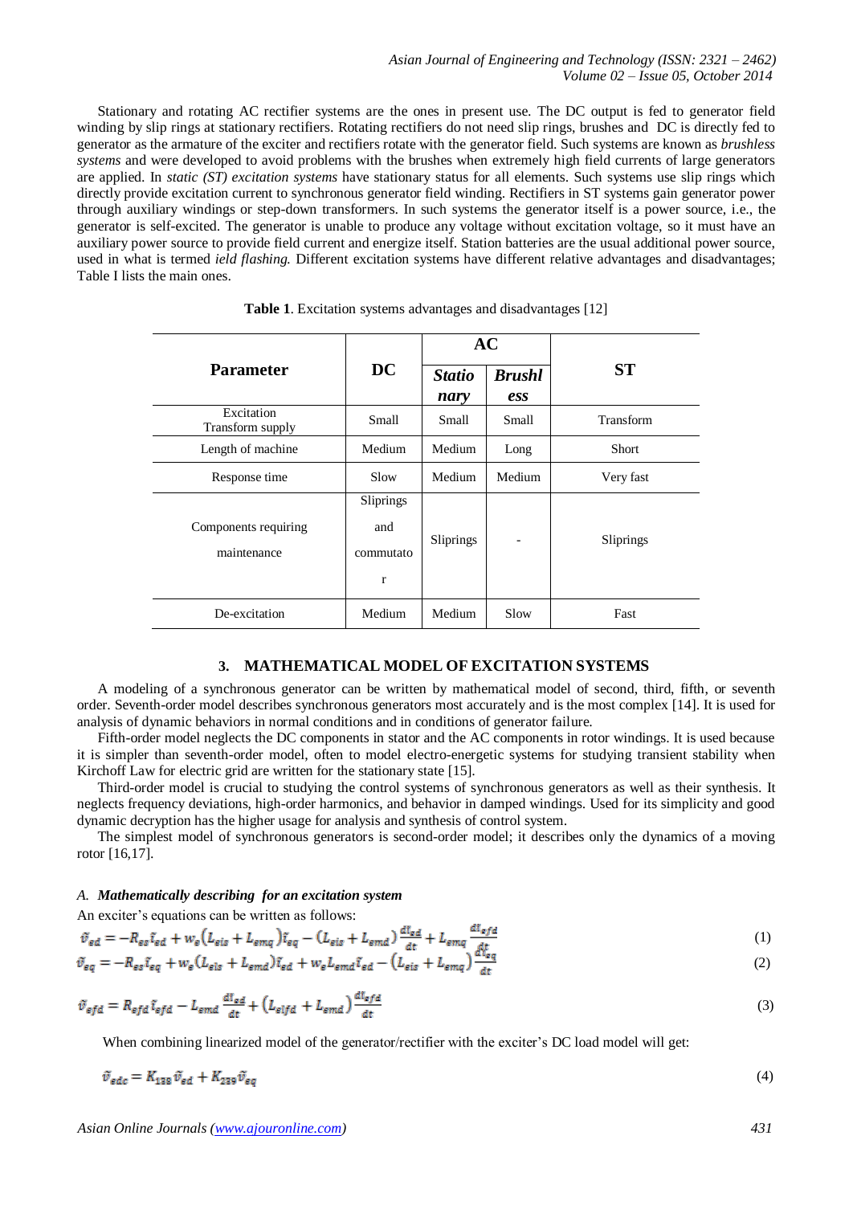Stationary and rotating AC rectifier systems are the ones in present use. The DC output is fed to generator field winding by slip rings at stationary rectifiers. Rotating rectifiers do not need slip rings, brushes and DC is directly fed to generator as the armature of the exciter and rectifiers rotate with the generator field. Such systems are known as *brushless systems* and were developed to avoid problems with the brushes when extremely high field currents of large generators are applied. In *static (ST) excitation systems* have stationary status for all elements. Such systems use slip rings which directly provide excitation current to synchronous generator field winding. Rectifiers in ST systems gain generator power through auxiliary windings or step-down transformers. In such systems the generator itself is a power source, i.e., the generator is self-excited. The generator is unable to produce any voltage without excitation voltage, so it must have an auxiliary power source to provide field current and energize itself. Station batteries are the usual additional power source, used in what is termed *ield flashing.* Different excitation systems have different relative advantages and disadvantages; Table I lists the main ones.

**Table 1**. Excitation systems advantages and disadvantages [12]

| Parameter | DC | AC | | ST |
|---|---|---|---|---|
| | | ***Stationary*** | ***Brushless*** | |
| Excitation Transform supply | Small | Small | Small | Transform |
| Length of machine | Medium | Medium | Long | Short |
| Response time | Slow | Medium | Medium | Very fast |
| Components requiring maintenance | Sliprings and commutator | Sliprings | - | Sliprings |
| De-excitation | Medium | Medium | Slow | Fast |

## 3. MATHEMATICAL MODEL OF EXCITATION SYSTEMS

A modeling of a synchronous generator can be written by mathematical model of second, third, fifth, or seventh order. Seventh-order model describes synchronous generators most accurately and is the most complex [14]. It is used for analysis of dynamic behaviors in normal conditions and in conditions of generator failure.

Fifth-order model neglects the DC components in stator and the AC components in rotor windings. It is used because it is simpler than seventh-order model, often to model electro-energetic systems for studying transient stability when Kirchoff Law for electric grid are written for the stationary state [15].

Third-order model is crucial to studying the control systems of synchronous generators as well as their synthesis. It neglects frequency deviations, high-order harmonics, and behavior in damped windings. Used for its simplicity and good dynamic decryption has the higher usage for analysis and synthesis of control system.

The simplest model of synchronous generators is second-order model; it describes only the dynamics of a moving rotor [16,17].

### *A. Mathematically describing for an excitation system*

An exciter's equations can be written as follows:

$$\tilde{v}_{ed} = -R_{es}\tilde{\iota}_{ed} + w_e(L_{els} + L_{emq})\tilde{\iota}_{eq} - (L_{els} + L_{emd})\frac{d\tilde{\iota}_{ed}}{dt} + L_{emq}\frac{d\tilde{\iota}_{efd}}{dt} \tag{1}$$

$$\tilde{v}_{eq} = -R_{es}\tilde{\iota}_{eq} + w_e(L_{els} + L_{emd})\tilde{\iota}_{ed} + w_e L_{emd}\tilde{\iota}_{ed} - (L_{els} + L_{emq})\frac{d\tilde{\iota}_{eq}}{dt} \tag{2}$$

$$\tilde{v}_{efd} = R_{efd}\tilde{\iota}_{efd} - L_{emd}\frac{d\tilde{\iota}_{ed}}{dt} + (L_{elfd} + L_{emd})\frac{d\tilde{\iota}_{efd}}{dt} \tag{3}$$

When combining linearized model of the generator/rectifier with the exciter's DC load model will get:

$$\tilde{v}_{edc} = K_{138}\tilde{v}_{ed} + K_{239}\tilde{v}_{eq} \tag{4}$$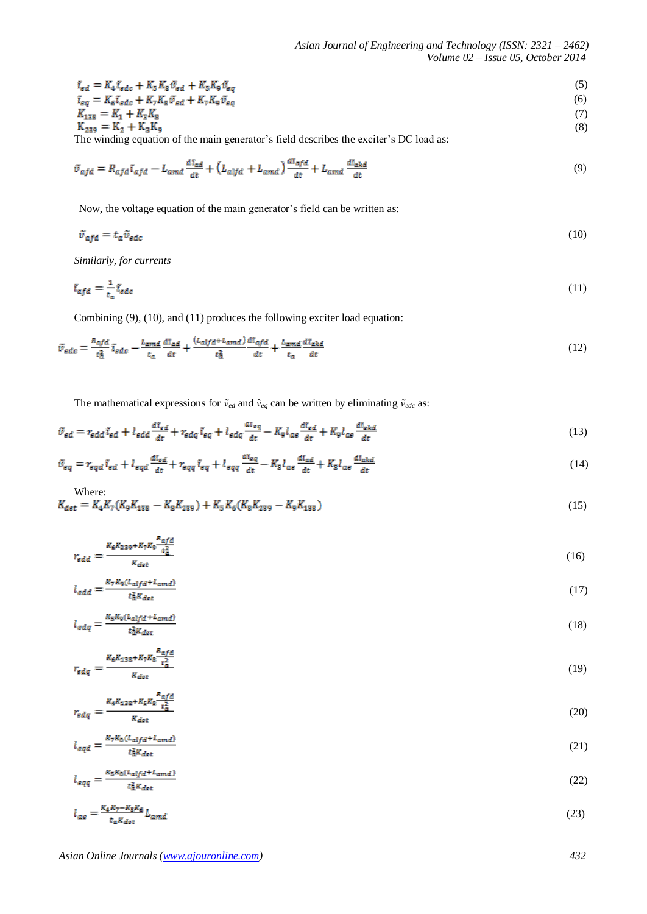$$\tilde{i}_{ed} = K_4 \tilde{i}_{edc} + K_5 K_8 \tilde{v}_{ed} + K_5 K_9 \tilde{v}_{eq} \tag{5}$$

$$\tilde{i}_{eq} = K_6 \tilde{i}_{edc} + K_7 K_8 \tilde{v}_{ed} + K_7 K_9 \tilde{v}_{eq} \tag{6}$$

$$K_{138} = K_1 + K_3 K_8 \tag{7}$$

$$K_{239} = K_2 + K_3 K_9 \tag{8}$$

The winding equation of the main generator's field describes the exciter's DC load as:

$$\tilde{v}_{afd} = R_{afd} \tilde{i}_{afd} - L_{amd} \frac{d\tilde{i}_{ad}}{dt} + \left(L_{alfd} + L_{amd}\right) \frac{d\tilde{i}_{afd}}{dt} + L_{amd} \frac{d\tilde{i}_{akd}}{dt} \tag{9}$$

Now, the voltage equation of the main generator's field can be written as:

$$\tilde{v}_{afd} = t_a \tilde{v}_{edc} \tag{10}$$

*Similarly, for currents*

$$\tilde{i}_{afd} = \frac{1}{t_a} \tilde{i}_{edc} \tag{11}$$

Combining (9), (10), and (11) produces the following exciter load equation:

$$\tilde{v}_{edc} = \frac{R_{afd}}{t_a^2} \tilde{i}_{edc} - \frac{L_{amd}}{t_a} \frac{d\tilde{i}_{ad}}{dt} + \frac{(L_{alfd} + L_{amd})}{t_a^2} \frac{d\tilde{i}_{afd}}{dt} + \frac{L_{amd}}{t_a} \frac{d\tilde{i}_{akd}}{dt} \tag{12}$$

The mathematical expressions for $\tilde{v}_{ed}$ and $\tilde{v}_{eq}$ can be written by eliminating $\tilde{v}_{edc}$ as:

$$\tilde{v}_{ed} = r_{edd} \tilde{i}_{ed} + l_{edd} \frac{d\tilde{i}_{ed}}{dt} + r_{edq} \tilde{i}_{eq} + l_{edq} \frac{d\tilde{i}_{eq}}{dt} - K_9 l_{ae} \frac{d\tilde{i}_{ad}}{dt} + K_9 l_{ae} \frac{d\tilde{i}_{akd}}{dt} \tag{13}$$

$$\tilde{v}_{eq} = r_{eqd} \tilde{i}_{ed} + l_{eqd} \frac{d\tilde{i}_{ed}}{dt} + r_{eqq} \tilde{i}_{eq} + l_{eqq} \frac{d\tilde{i}_{eq}}{dt} - K_8 l_{ae} \frac{d\tilde{i}_{ad}}{dt} + K_8 l_{ae} \frac{d\tilde{i}_{akd}}{dt} \tag{14}$$

Where:

$$K_{det} = K_4 K_7 (K_9 K_{138} - K_8 K_{239}) + K_5 K_6 (K_8 K_{239} - K_9 K_{138}) \tag{15}$$

$$r_{edd} = \frac{K_6 K_{239} + K_7 K_9 \frac{R_{afd}}{t_a^2}}{K_{det}} \tag{16}$$

$$l_{edd} = \frac{K_7 K_9 (L_{alfd} + L_{amd})}{t_a^2 K_{det}} \tag{17}$$

$$l_{edq} = \frac{K_5 K_9 (L_{alfd} + L_{amd})}{t_a^2 K_{det}} \tag{18}$$

$$r_{edq} = \frac{K_6 K_{138} + K_7 K_8 \frac{R_{afd}}{t_a^2}}{K_{det}} \tag{19}$$

$$r_{edq} = \frac{K_4 K_{138} + K_5 K_8 \frac{R_{afd}}{t_a^2}}{K_{det}} \tag{20}$$

$$l_{eqd} = \frac{K_7 K_8 (L_{alfd} + L_{amd})}{t_a^2 K_{det}} \tag{21}$$

$$l_{eqq} = \frac{K_5 K_8 (L_{alfd} + L_{amd})}{t_a^2 K_{det}} \tag{22}$$

$$l_{ae} = \frac{K_4 K_7 - K_5 K_6}{t_a K_{det}} L_{amd} \tag{23}$$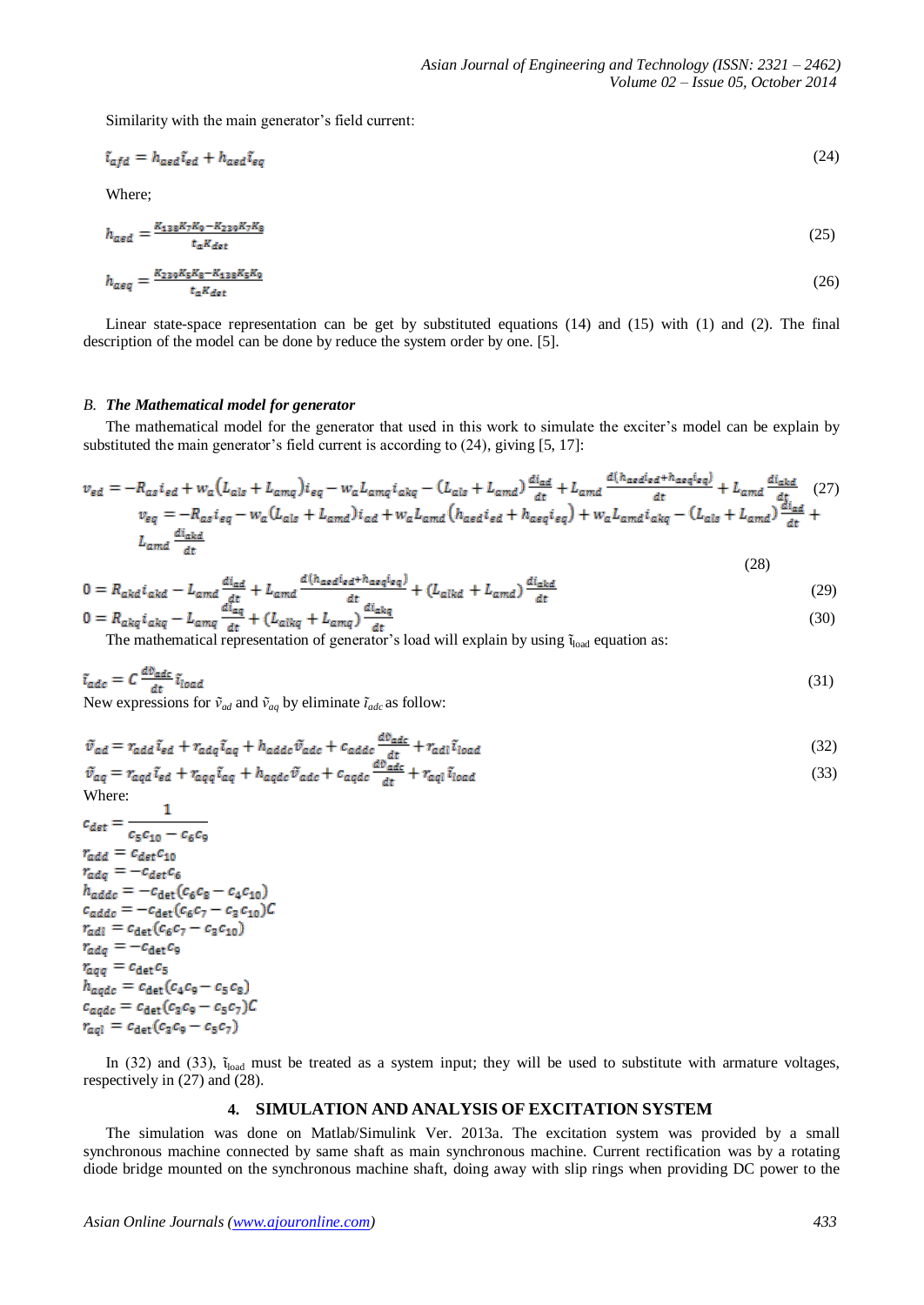Similarity with the main generator's field current:

$$\tilde{\iota}_{afd} = h_{aed}\tilde{\iota}_{ed} + h_{aed}\tilde{\iota}_{eq} \tag{24}$$

Where;

$$h_{aed} = \frac{K_{138}K_7K_9 - K_{239}K_7K_8}{t_a K_{det}} \tag{25}$$

$$h_{aeq} = \frac{K_{239}K_5K_8 - K_{138}K_5K_9}{t_a K_{det}} \tag{26}$$

Linear state-space representation can be get by substituted equations (14) and (15) with (1) and (2). The final description of the model can be done by reduce the system order by one. [5].

### B. *The Mathematical model for generator*

The mathematical model for the generator that used in this work to simulate the exciter's model can be explain by substituted the main generator's field current is according to (24), giving [5, 17]:

$$v_{ed} = -R_{as}i_{ed} + w_a\left(L_{als} + L_{amq}\right)i_{eq} - w_a L_{amq} i_{akq} - \left(L_{als} + L_{amd}\right)\frac{di_{ad}}{dt} + L_{amd}\frac{d\left(h_{aed}i_{ed} + h_{aeq}i_{eq}\right)}{dt} + L_{amd}\frac{di_{akd}}{dt} \tag{27}$$

$$v_{eq} = -R_{as}i_{eq} - w_a\left(L_{als} + L_{amd}\right)i_{ad} + w_a L_{amd}\left(h_{aed}i_{ed} + h_{aeq}i_{eq}\right) + w_a L_{amd} i_{akq} - \left(L_{als} + L_{amd}\right)\frac{di_{ad}}{dt} + L_{amd}\frac{di_{akd}}{dt} \tag{28}$$

$$0 = R_{akd}i_{akd} - L_{amd}\frac{di_{ad}}{dt} + L_{amd}\frac{d\left(h_{aed}i_{ed} + h_{aeq}i_{eq}\right)}{dt} + \left(L_{alkd} + L_{amd}\right)\frac{di_{akd}}{dt} \tag{29}$$

$$0 = R_{akq}i_{akq} - L_{amq}\frac{di_{aq}}{dt} + \left(L_{alkq} + L_{amq}\right)\frac{di_{akq}}{dt} \tag{30}$$

The mathematical representation of generator's load will explain by using $\tilde{\iota}_{load}$ equation as:

$$\tilde{\iota}_{adc} = C\frac{d\tilde{v}_{adc}}{dt}\tilde{\iota}_{load} \tag{31}$$

New expressions for $\tilde{v}_{ad}$ and $\tilde{v}_{aq}$ by eliminate $\tilde{\iota}_{adc}$ as follow:

$$\tilde{v}_{ad} = r_{add}\tilde{\iota}_{ed} + r_{adq}\tilde{\iota}_{eq} + h_{addc}\tilde{v}_{adc} + c_{addc}\frac{d\tilde{v}_{adc}}{dt} + r_{adl}\tilde{\iota}_{load} \tag{32}$$

$$\tilde{v}_{aq} = r_{aqd}\tilde{\iota}_{ed} + r_{aqq}\tilde{\iota}_{aq} + h_{aqdc}\tilde{v}_{adc} + c_{aqdc}\frac{d\tilde{v}_{adc}}{dt} + r_{aql}\tilde{\iota}_{load} \tag{33}$$

Where:

$$c_{det} = \frac{1}{c_5c_{10} - c_6c_9}$$

$$r_{add} = c_{det}c_{10}$$

$$r_{adq} = -c_{det}c_6$$

$$h_{addc} = -c_{det}\left(c_6c_8 - c_4c_{10}\right)$$

$$c_{addc} = -c_{det}\left(c_6c_7 - c_3c_{10}\right)C$$

$$r_{adl} = c_{det}\left(c_6c_7 - c_3c_{10}\right)$$

$$r_{adq} = -c_{det}c_9$$

$$r_{aqq} = c_{det}c_5$$

$$h_{aqdc} = c_{det}\left(c_4c_9 - c_5c_8\right)$$

$$c_{aqdc} = c_{det}\left(c_3c_9 - c_5c_7\right)C$$

$$r_{aql} = c_{det}\left(c_3c_9 - c_5c_7\right)$$

In (32) and (33), $\tilde{\iota}_{load}$ must be treated as a system input; they will be used to substitute with armature voltages, respectively in (27) and (28).

## 4. SIMULATION AND ANALYSIS OF EXCITATION SYSTEM

The simulation was done on Matlab/Simulink Ver. 2013a. The excitation system was provided by a small synchronous machine connected by same shaft as main synchronous machine. Current rectification was by a rotating diode bridge mounted on the synchronous machine shaft, doing away with slip rings when providing DC power to the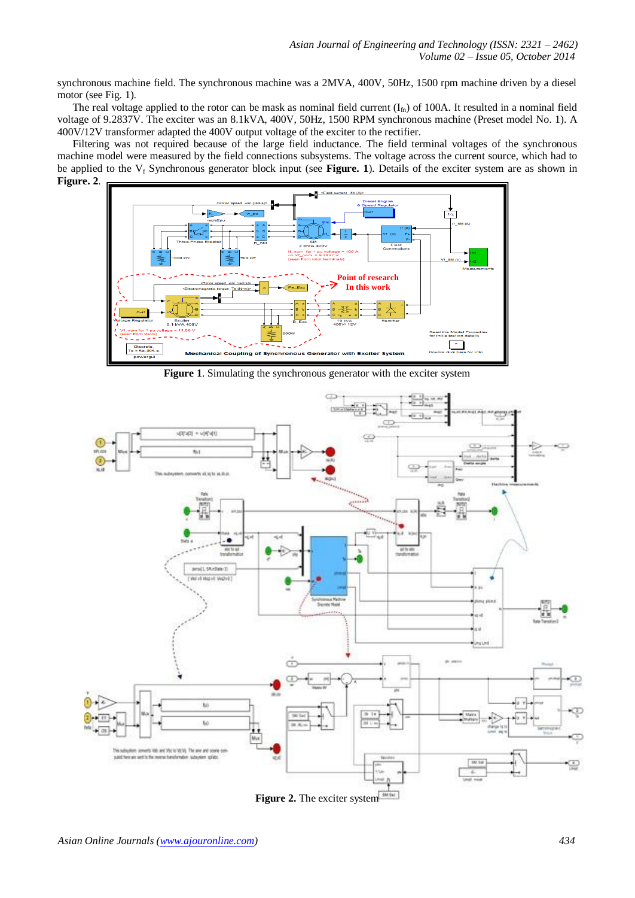synchronous machine field. The synchronous machine was a 2MVA, 400V, 50Hz, 1500 rpm machine driven by a diesel motor (see Fig. 1).

The real voltage applied to the rotor can be mask as nominal field current ($I_{fn}$) of 100A. It resulted in a nominal field voltage of 9.2837V. The exciter was an 8.1kVA, 400V, 50Hz, 1500 RPM synchronous machine (Preset model No. 1). A 400V/12V transformer adapted the 400V output voltage of the exciter to the rectifier.

Filtering was not required because of the large field inductance. The field terminal voltages of the synchronous machine model were measured by the field connections subsystems. The voltage across the current source, which had to be applied to the $V_f$ Synchronous generator block input (see **Figure. 1**). Details of the exciter system are as shown in **Figure. 2**.

**Figure 1**. Simulating the synchronous generator with the exciter system

**Figure 2.** The exciter system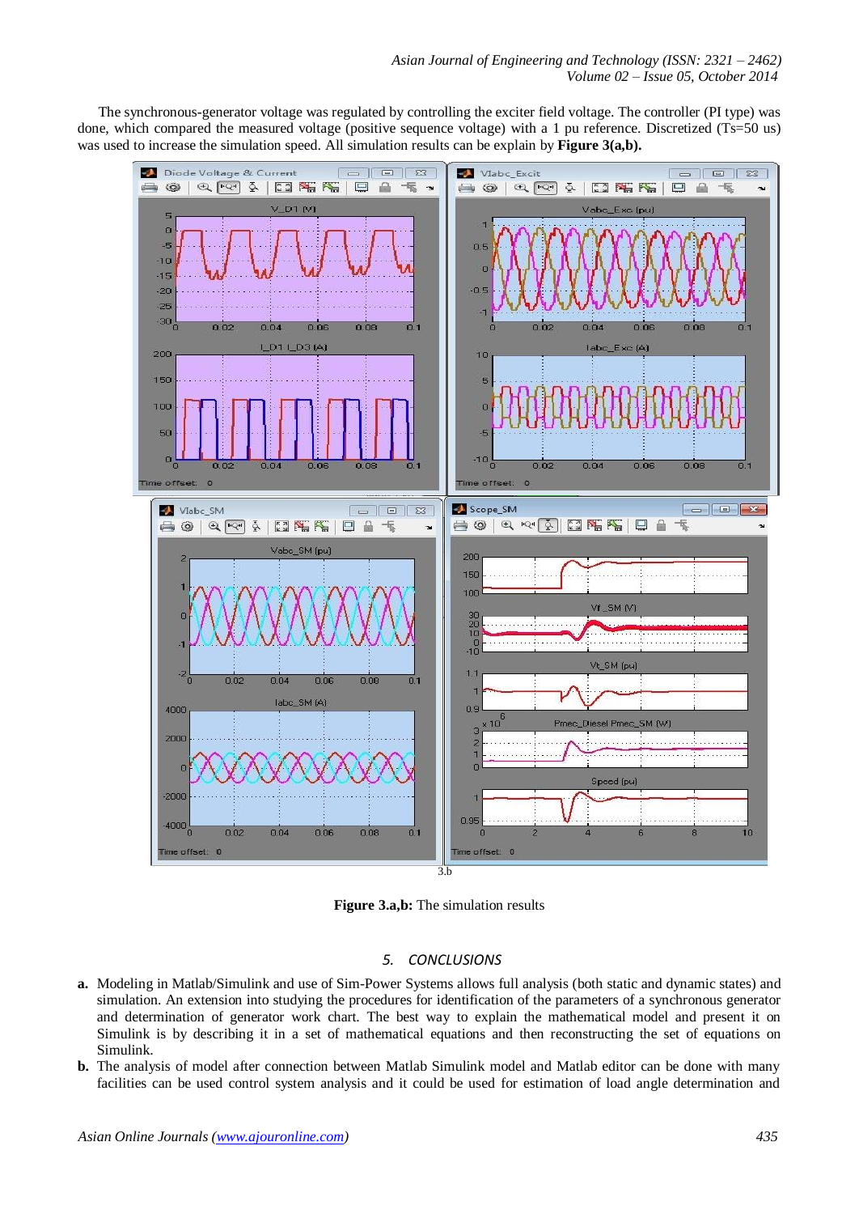The synchronous-generator voltage was regulated by controlling the exciter field voltage. The controller (PI type) was done, which compared the measured voltage (positive sequence voltage) with a 1 pu reference. Discretized (Ts=50 us) was used to increase the simulation speed. All simulation results can be explain by **Figure 3(a,b).**

3.b

**Figure 3.a,b:** The simulation results

## *5. CONCLUSIONS*

**a.** Modeling in Matlab/Simulink and use of Sim-Power Systems allows full analysis (both static and dynamic states) and simulation. An extension into studying the procedures for identification of the parameters of a synchronous generator and determination of generator work chart. The best way to explain the mathematical model and present it on Simulink is by describing it in a set of mathematical equations and then reconstructing the set of equations on Simulink.

**b.** The analysis of model after connection between Matlab Simulink model and Matlab editor can be done with many facilities can be used control system analysis and it could be used for estimation of load angle determination and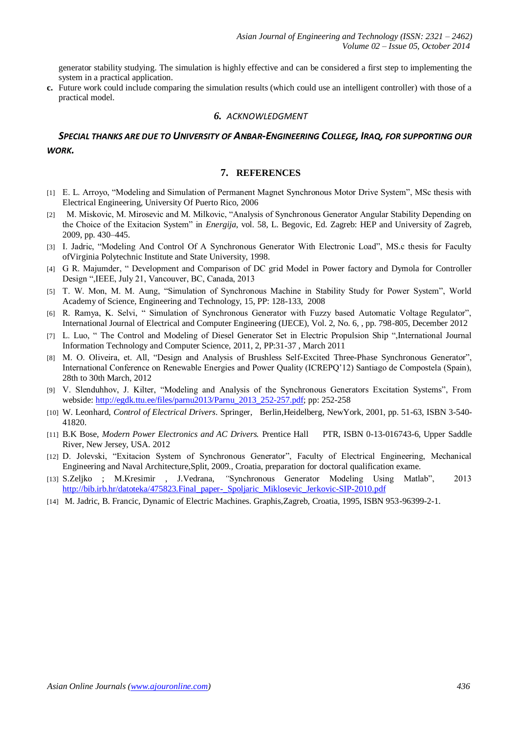generator stability studying. The simulation is highly effective and can be considered a first step to implementing the system in a practical application.

**c.** Future work could include comparing the simulation results (which could use an intelligent controller) with those of a practical model.

## 6. ACKNOWLEDGMENT

***SPECIAL THANKS ARE DUE TO UNIVERSITY OF ANBAR-ENGINEERING COLLEGE, IRAQ, FOR SUPPORTING OUR WORK.***

## 7. REFERENCES

[1] E. L. Arroyo, "Modeling and Simulation of Permanent Magnet Synchronous Motor Drive System", MSc thesis with Electrical Engineering, University Of Puerto Rico, 2006

[2] M. Miskovic, M. Mirosevic and M. Milkovic, "Analysis of Synchronous Generator Angular Stability Depending on the Choice of the Exitacion System" in *Energija*, vol. 58, L. Begovic, Ed. Zagreb: HEP and University of Zagreb, 2009, pp. 430–445.

[3] I. Jadric, "Modeling And Control Of A Synchronous Generator With Electronic Load", MS.c thesis for Faculty ofVirginia Polytechnic Institute and State University, 1998.

[4] G R. Majumder, " Development and Comparison of DC grid Model in Power factory and Dymola for Controller Design ",IEEE, July 21, Vancouver, BC, Canada, 2013

[5] T. W. Mon, M. M. Aung, "Simulation of Synchronous Machine in Stability Study for Power System", World Academy of Science, Engineering and Technology, 15, PP: 128-133, 2008

[6] R. Ramya, K. Selvi, " Simulation of Synchronous Generator with Fuzzy based Automatic Voltage Regulator", International Journal of Electrical and Computer Engineering (IJECE), Vol. 2, No. 6, , pp. 798-805, December 2012

[7] L. Luo, " The Control and Modeling of Diesel Generator Set in Electric Propulsion Ship ",International Journal Information Technology and Computer Science, 2011, 2, PP:31-37 , March 2011

[8] M. O. Oliveira, et. All, "Design and Analysis of Brushless Self-Excited Three-Phase Synchronous Generator", International Conference on Renewable Energies and Power Quality (ICREPQ'12) Santiago de Compostela (Spain), 28th to 30th March, 2012

[9] V. Slenduhhov, J. Kilter, "Modeling and Analysis of the Synchronous Generators Excitation Systems", From webside: http://egdk.ttu.ee/files/parnu2013/Parnu_2013_252-257.pdf; pp: 252-258

[10] W. Leonhard, *Control of Electrical Drivers*. Springer, Berlin,Heidelberg, NewYork, 2001, pp. 51-63, ISBN 3-540-41820.

[11] B.K Bose, *Modern Power Electronics and AC Drivers.* Prentice Hall PTR, ISBN 0-13-016743-6, Upper Saddle River, New Jersey, USA. 2012

[12] D. Jolevski, "Exitacion System of Synchronous Generator", Faculty of Electrical Engineering, Mechanical Engineering and Naval Architecture,Split, 2009., Croatia, preparation for doctoral qualification exame.

[13] S.Zeljko ; M.Kresimir , J.Vedrana, "Synchronous Generator Modeling Using Matlab", 2013 http://bib.irb.hr/datoteka/475823.Final_paper-_Spoljaric_Miklosevic_Jerkovic-SIP-2010.pdf

[14] M. Jadric, B. Francic, Dynamic of Electric Machines. Graphis,Zagreb, Croatia, 1995, ISBN 953-96399-2-1.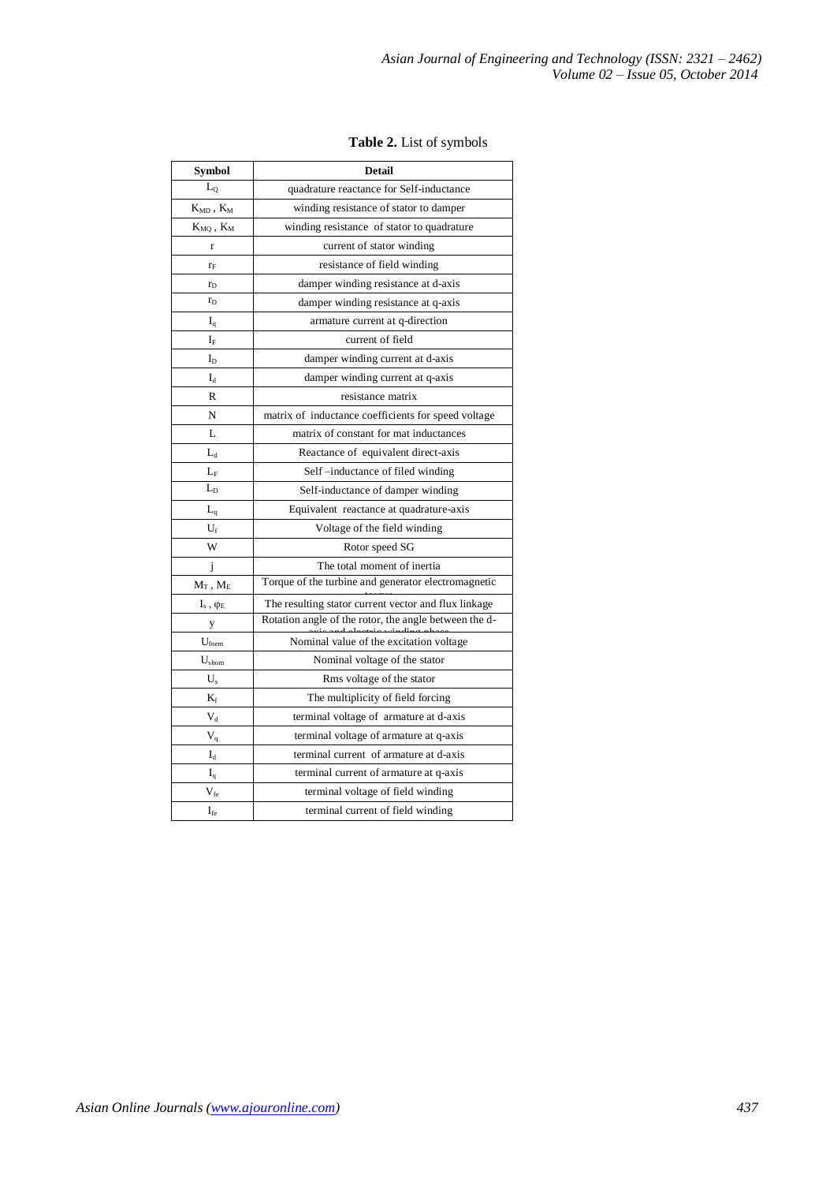**Table 2.** List of symbols

| Symbol | Detail |
|---|---|
| $L_Q$ | quadrature reactance for Self-inductance |
| $K_{MD}$ , $K_M$ | winding resistance of stator to damper |
| $K_{MQ}$ , $K_M$ | winding resistance of stator to quadrature |
| r | current of stator winding |
| $r_F$ | resistance of field winding |
| $r_D$ | damper winding resistance at d-axis |
| $r_D$ | damper winding resistance at q-axis |
| $I_q$ | armature current at q-direction |
| $I_F$ | current of field |
| $I_D$ | damper winding current at d-axis |
| $I_d$ | damper winding current at q-axis |
| R | resistance matrix |
| N | matrix of inductance coefficients for speed voltage |
| L | matrix of constant for mat inductances |
| $L_d$ | Reactance of equivalent direct-axis |
| $L_F$ | Self –inductance of filed winding |
| $L_D$ | Self-inductance of damper winding |
| $L_q$ | Equivalent reactance at quadrature-axis |
| $U_f$ | Voltage of the field winding |
| W | Rotor speed SG |
| j | The total moment of inertia |
| $M_T$ , $M_E$ | Torque of the turbine and generator electromagnetic torque |
| $I_s$ , $\varphi_E$ | The resulting stator current vector and flux linkage |
| y | Rotation angle of the rotor, the angle between the d-axis and electric winding phase |
| $U_{fnem}$ | Nominal value of the excitation voltage |
| $U_{shom}$ | Nominal voltage of the stator |
| $U_s$ | Rms voltage of the stator |
| $K_f$ | The multiplicity of field forcing |
| $V_d$ | terminal voltage of armature at d-axis |
| $V_q$ | terminal voltage of armature at q-axis |
| $I_d$ | terminal current of armature at d-axis |
| $I_q$ | terminal current of armature at q-axis |
| $V_{fe}$ | terminal voltage of field winding |
| $I_{fe}$ | terminal current of field winding |